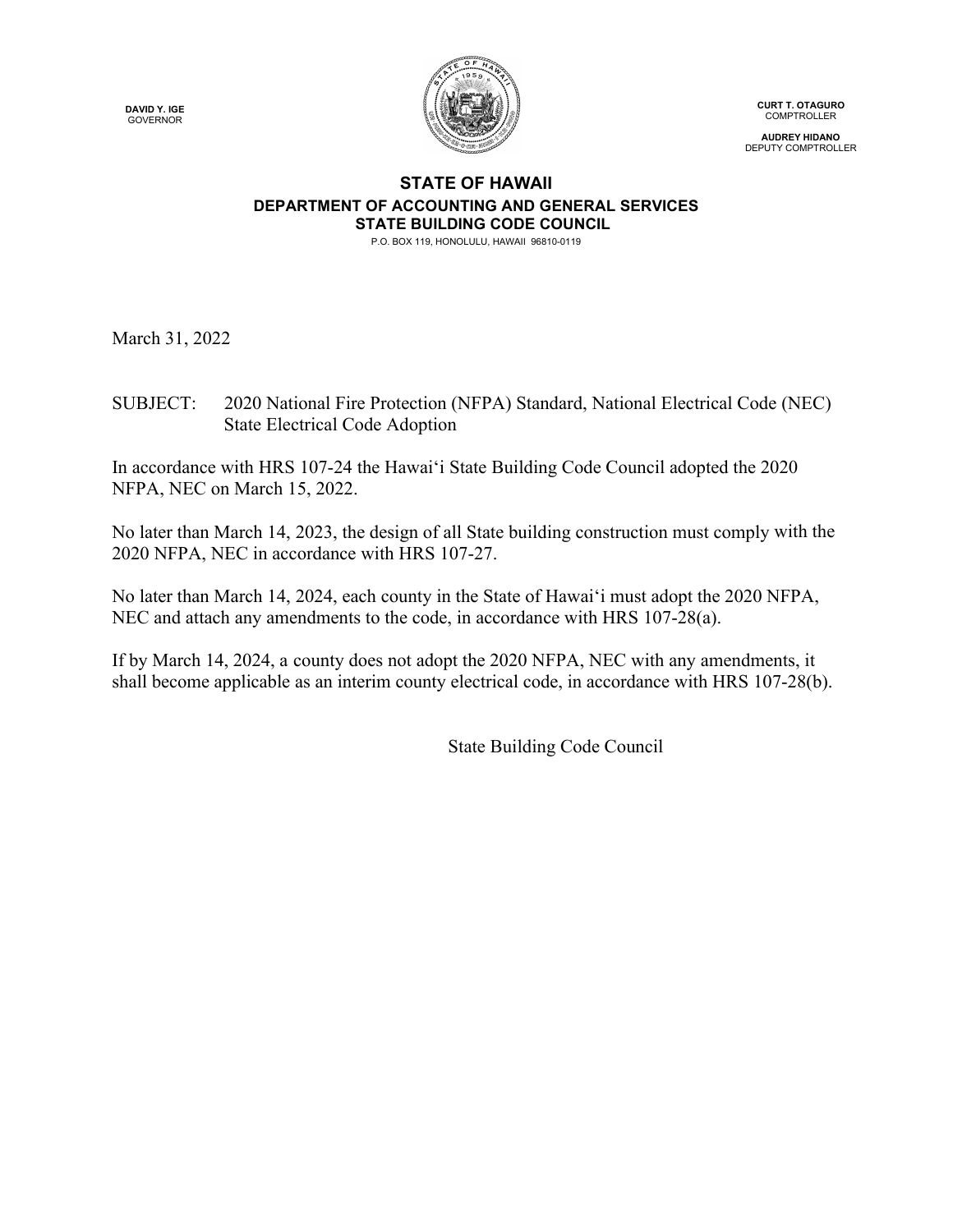**DAVID Y. IGE**
GOVERNOR

**CURT T. OTAGURO**
COMPTROLLER

**AUDREY HIDANO**
DEPUTY COMPTROLLER

# STATE OF HAWAII

## DEPARTMENT OF ACCOUNTING AND GENERAL SERVICES
## STATE BUILDING CODE COUNCIL

P.O. BOX 119, HONOLULU, HAWAII 96810-0119

March 31, 2022

SUBJECT: 2020 National Fire Protection (NFPA) Standard, National Electrical Code (NEC) State Electrical Code Adoption

In accordance with HRS 107-24 the Hawaiʻi State Building Code Council adopted the 2020 NFPA, NEC on March 15, 2022.

No later than March 14, 2023, the design of all State building construction must comply with the 2020 NFPA, NEC in accordance with HRS 107-27.

No later than March 14, 2024, each county in the State of Hawaiʻi must adopt the 2020 NFPA, NEC and attach any amendments to the code, in accordance with HRS 107-28(a).

If by March 14, 2024, a county does not adopt the 2020 NFPA, NEC with any amendments, it shall become applicable as an interim county electrical code, in accordance with HRS 107-28(b).

State Building Code Council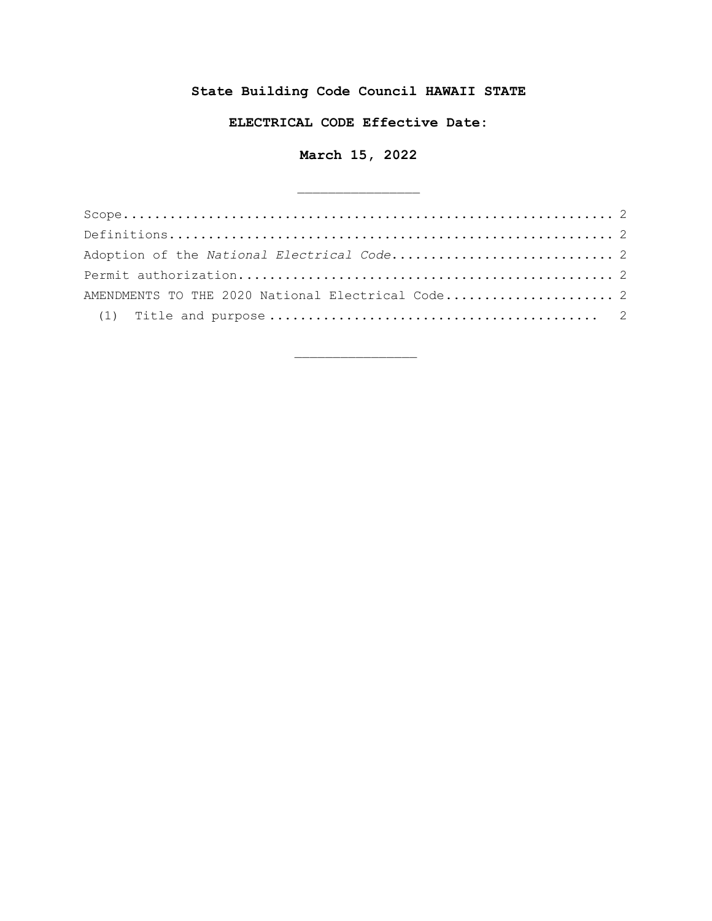**State Building Code Council HAWAII STATE**

**ELECTRICAL CODE Effective Date:**

**March 15, 2022**

---

Scope............................................................... 2
Definitions......................................................... 2
Adoption of the *National Electrical Code*............................ 2
Permit authorization................................................ 2
AMENDMENTS TO THE 2020 National Electrical Code...................... 2
  (1) Title and purpose ........................................... 2

---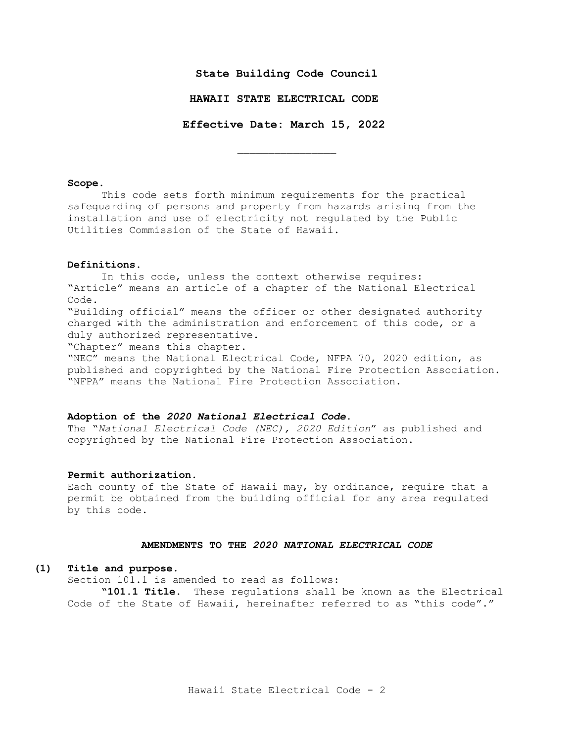**State Building Code Council**

**HAWAII STATE ELECTRICAL CODE**

**Effective Date: March 15, 2022**

---

**Scope.**

This code sets forth minimum requirements for the practical safeguarding of persons and property from hazards arising from the installation and use of electricity not regulated by the Public Utilities Commission of the State of Hawaii.

**Definitions.**

In this code, unless the context otherwise requires:
"Article" means an article of a chapter of the National Electrical Code.
"Building official" means the officer or other designated authority charged with the administration and enforcement of this code, or a duly authorized representative.
"Chapter" means this chapter.
"NEC" means the National Electrical Code, NFPA 70, 2020 edition, as published and copyrighted by the National Fire Protection Association.
"NFPA" means the National Fire Protection Association.

**Adoption of the *2020 National Electrical Code*.**

The "*National Electrical Code (NEC), 2020 Edition*" as published and copyrighted by the National Fire Protection Association.

**Permit authorization.**

Each county of the State of Hawaii may, by ordinance, require that a permit be obtained from the building official for any area regulated by this code.

**AMENDMENTS TO THE *2020 NATIONAL ELECTRICAL CODE***

**(1) Title and purpose.**

Section 101.1 is amended to read as follows:

"**101.1 Title.** These regulations shall be known as the Electrical Code of the State of Hawaii, hereinafter referred to as "this code"."